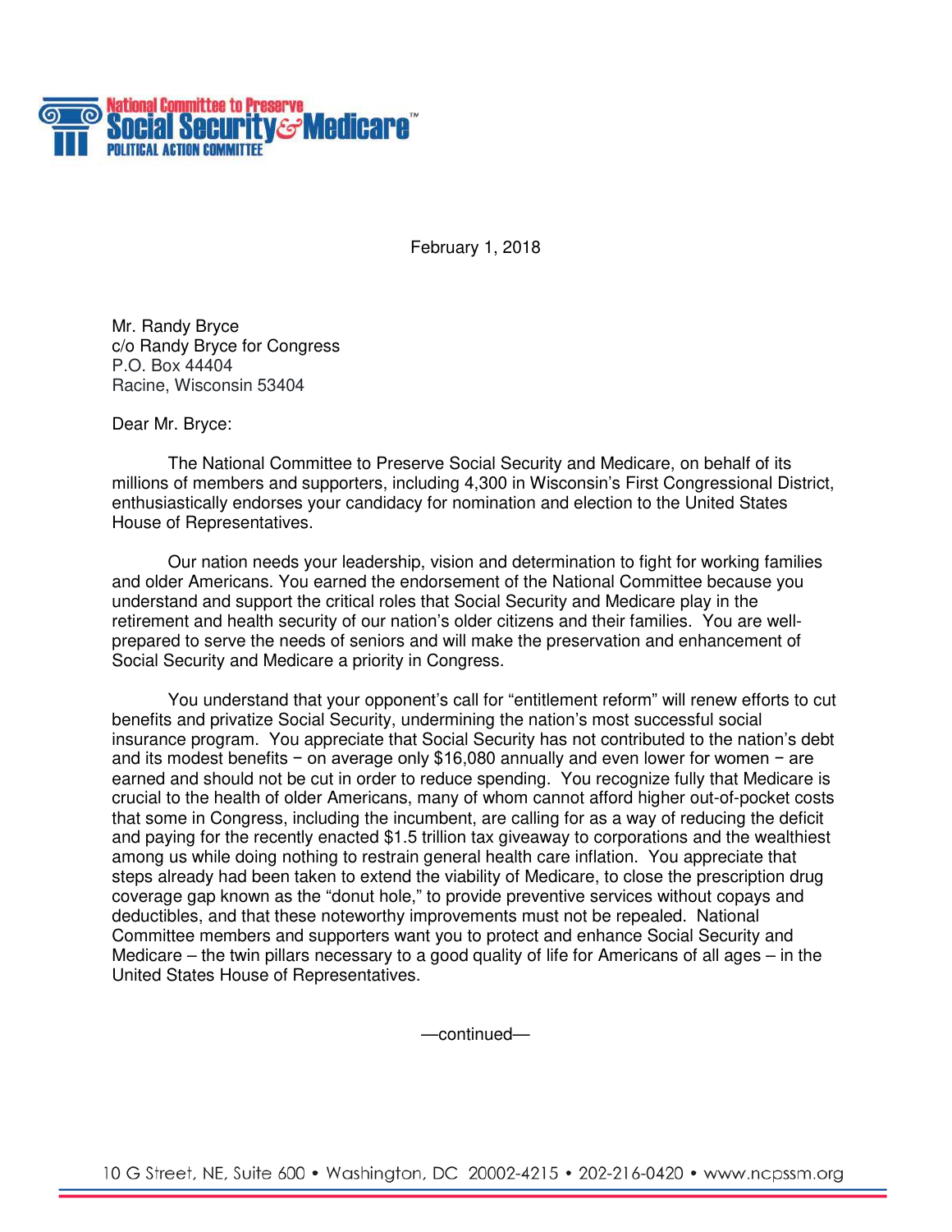**National Committee to Preserve Social Security & Medicare™**
**POLITICAL ACTION COMMITTEE**

February 1, 2018

Mr. Randy Bryce
c/o Randy Bryce for Congress
P.O. Box 44404
Racine, Wisconsin 53404

Dear Mr. Bryce:

The National Committee to Preserve Social Security and Medicare, on behalf of its millions of members and supporters, including 4,300 in Wisconsin's First Congressional District, enthusiastically endorses your candidacy for nomination and election to the United States House of Representatives.

Our nation needs your leadership, vision and determination to fight for working families and older Americans. You earned the endorsement of the National Committee because you understand and support the critical roles that Social Security and Medicare play in the retirement and health security of our nation's older citizens and their families. You are well-prepared to serve the needs of seniors and will make the preservation and enhancement of Social Security and Medicare a priority in Congress.

You understand that your opponent's call for "entitlement reform" will renew efforts to cut benefits and privatize Social Security, undermining the nation's most successful social insurance program. You appreciate that Social Security has not contributed to the nation's debt and its modest benefits − on average only $16,080 annually and even lower for women − are earned and should not be cut in order to reduce spending. You recognize fully that Medicare is crucial to the health of older Americans, many of whom cannot afford higher out-of-pocket costs that some in Congress, including the incumbent, are calling for as a way of reducing the deficit and paying for the recently enacted $1.5 trillion tax giveaway to corporations and the wealthiest among us while doing nothing to restrain general health care inflation. You appreciate that steps already had been taken to extend the viability of Medicare, to close the prescription drug coverage gap known as the "donut hole," to provide preventive services without copays and deductibles, and that these noteworthy improvements must not be repealed. National Committee members and supporters want you to protect and enhance Social Security and Medicare – the twin pillars necessary to a good quality of life for Americans of all ages – in the United States House of Representatives.

—continued—

10 G Street, NE, Suite 600 • Washington, DC 20002-4215 • 202-216-0420 • www.ncpssm.org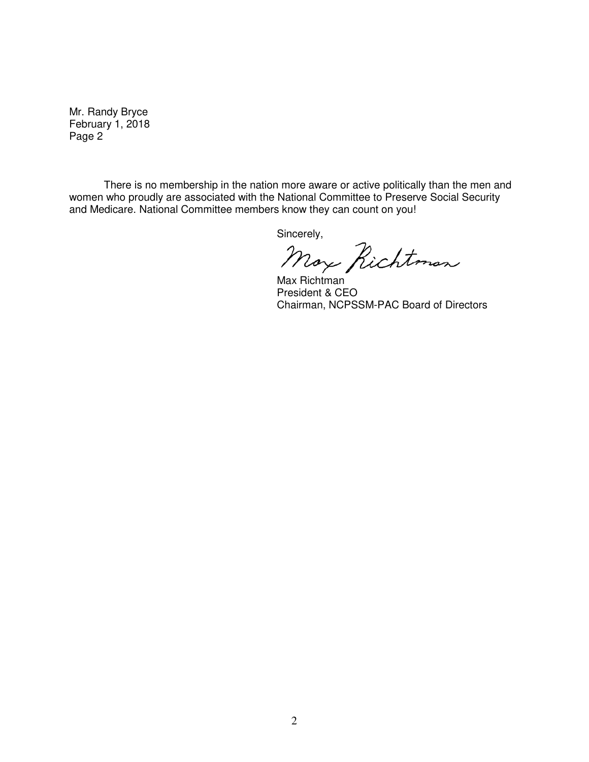Mr. Randy Bryce
February 1, 2018
Page 2

There is no membership in the nation more aware or active politically than the men and women who proudly are associated with the National Committee to Preserve Social Security and Medicare. National Committee members know they can count on you!

Sincerely,

Max Richtman

Max Richtman
President & CEO
Chairman, NCPSSM-PAC Board of Directors